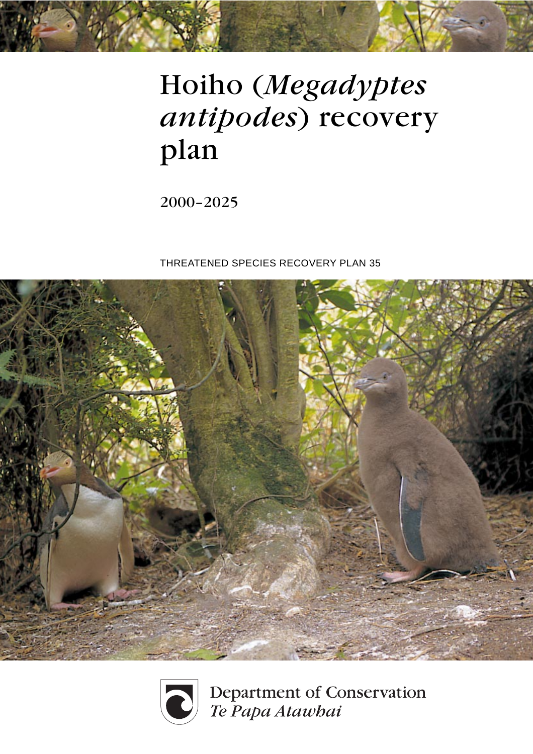# Hoiho (*Megadyptes antipodes*) recovery plan

2000–2025

THREATENED SPECIES RECOVERY PLAN 35

Department of Conservation
*Te Papa Atawhai*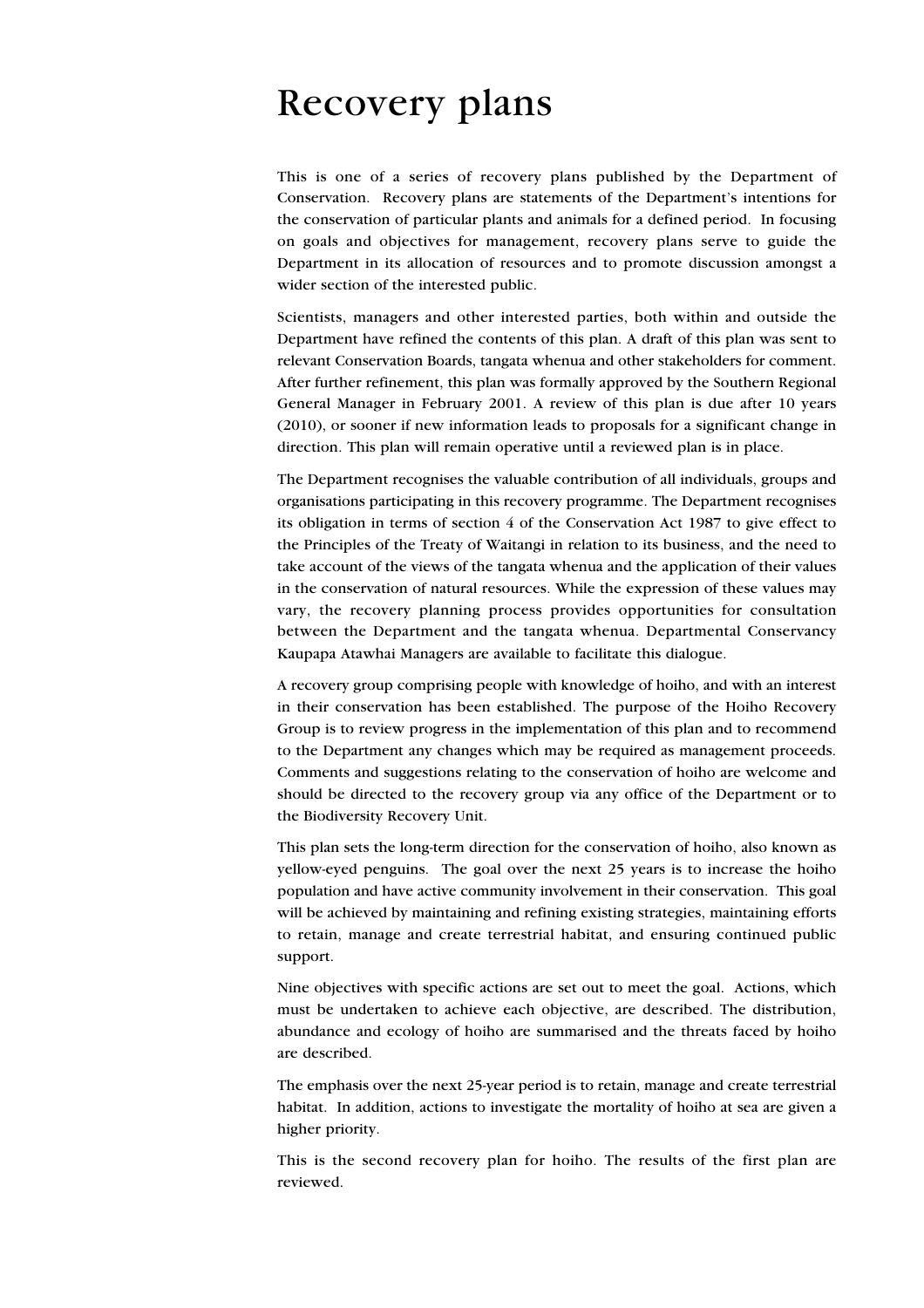# Recovery plans

This is one of a series of recovery plans published by the Department of Conservation. Recovery plans are statements of the Department's intentions for the conservation of particular plants and animals for a defined period. In focusing on goals and objectives for management, recovery plans serve to guide the Department in its allocation of resources and to promote discussion amongst a wider section of the interested public.

Scientists, managers and other interested parties, both within and outside the Department have refined the contents of this plan. A draft of this plan was sent to relevant Conservation Boards, tangata whenua and other stakeholders for comment. After further refinement, this plan was formally approved by the Southern Regional General Manager in February 2001. A review of this plan is due after 10 years (2010), or sooner if new information leads to proposals for a significant change in direction. This plan will remain operative until a reviewed plan is in place.

The Department recognises the valuable contribution of all individuals, groups and organisations participating in this recovery programme. The Department recognises its obligation in terms of section 4 of the Conservation Act 1987 to give effect to the Principles of the Treaty of Waitangi in relation to its business, and the need to take account of the views of the tangata whenua and the application of their values in the conservation of natural resources. While the expression of these values may vary, the recovery planning process provides opportunities for consultation between the Department and the tangata whenua. Departmental Conservancy Kaupapa Atawhai Managers are available to facilitate this dialogue.

A recovery group comprising people with knowledge of hoiho, and with an interest in their conservation has been established. The purpose of the Hoiho Recovery Group is to review progress in the implementation of this plan and to recommend to the Department any changes which may be required as management proceeds. Comments and suggestions relating to the conservation of hoiho are welcome and should be directed to the recovery group via any office of the Department or to the Biodiversity Recovery Unit.

This plan sets the long-term direction for the conservation of hoiho, also known as yellow-eyed penguins. The goal over the next 25 years is to increase the hoiho population and have active community involvement in their conservation. This goal will be achieved by maintaining and refining existing strategies, maintaining efforts to retain, manage and create terrestrial habitat, and ensuring continued public support.

Nine objectives with specific actions are set out to meet the goal. Actions, which must be undertaken to achieve each objective, are described. The distribution, abundance and ecology of hoiho are summarised and the threats faced by hoiho are described.

The emphasis over the next 25-year period is to retain, manage and create terrestrial habitat. In addition, actions to investigate the mortality of hoiho at sea are given a higher priority.

This is the second recovery plan for hoiho. The results of the first plan are reviewed.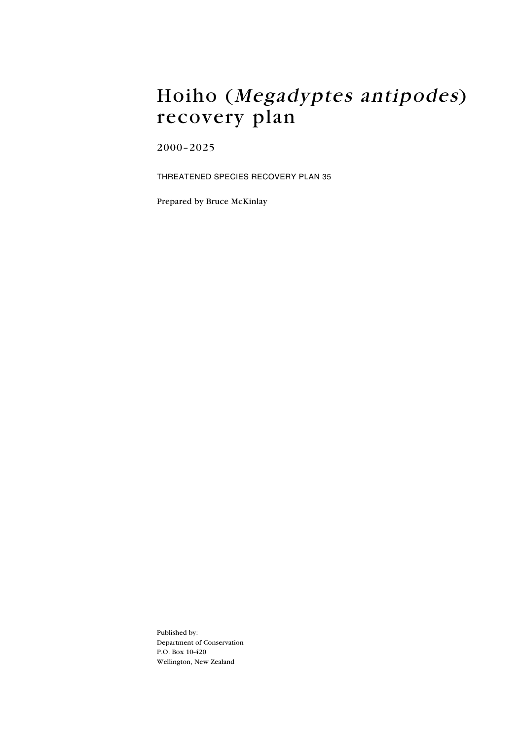# Hoiho (*Megadyptes antipodes*) recovery plan

2000–2025

THREATENED SPECIES RECOVERY PLAN 35

Prepared by Bruce McKinlay

Published by:
Department of Conservation
P.O. Box 10-420
Wellington, New Zealand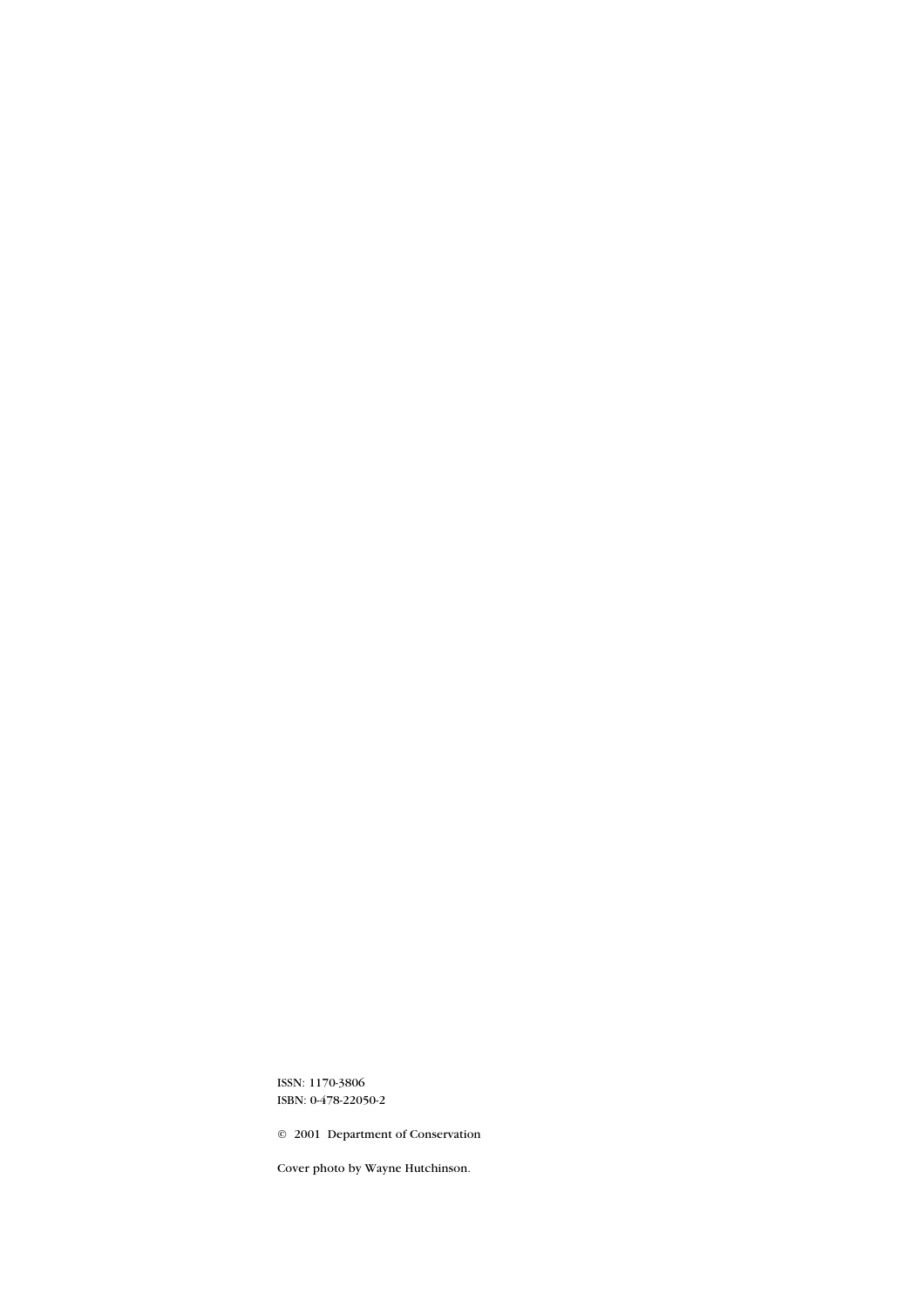ISSN: 1170-3806
ISBN: 0-478-22050-2

© 2001 Department of Conservation

Cover photo by Wayne Hutchinson.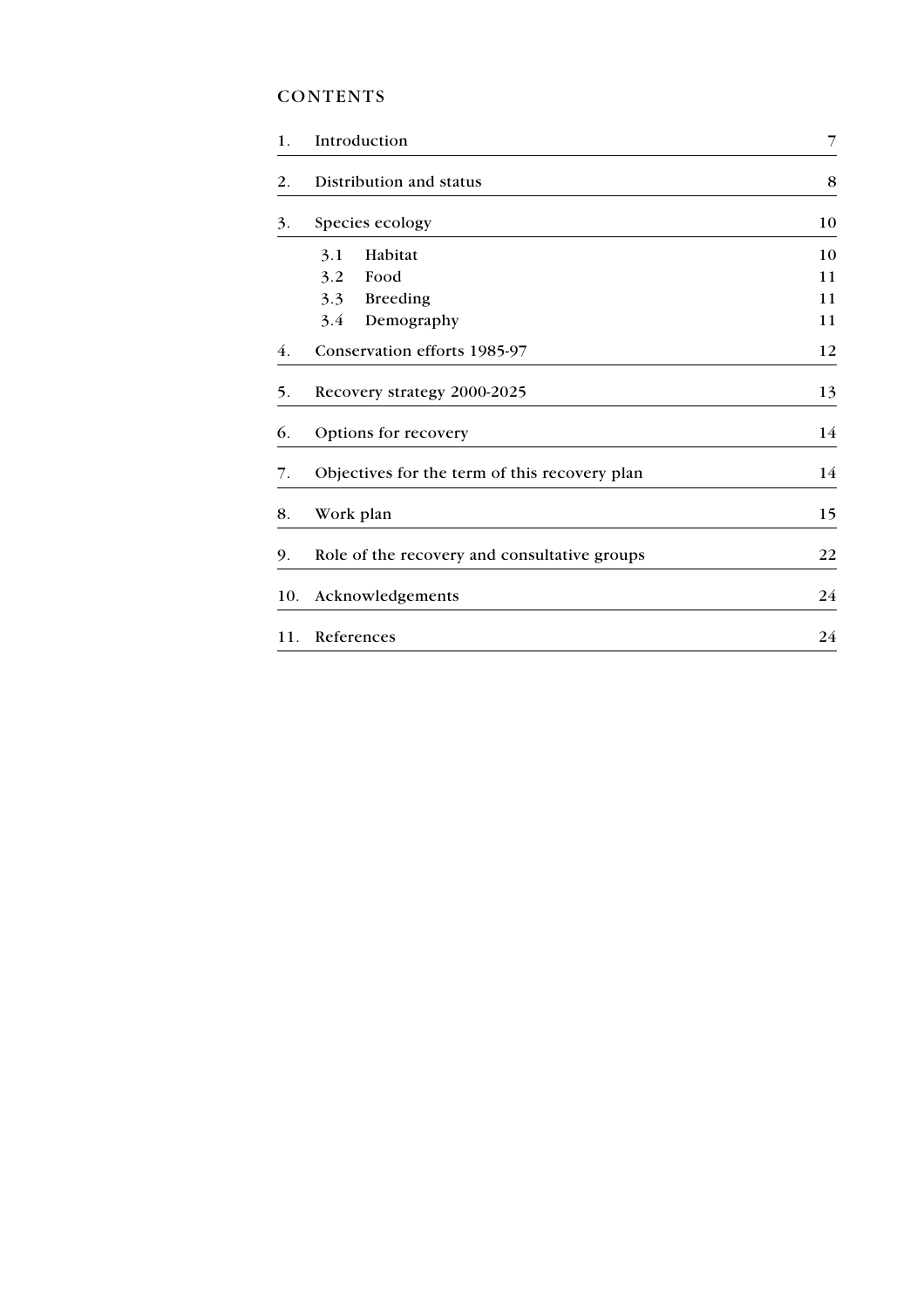# CONTENTS

| | | |
|---|---|---|
| 1. | Introduction | 7 |
| 2. | Distribution and status | 8 |
| 3. | Species ecology | 10 |
| | 3.1 Habitat | 10 |
| | 3.2 Food | 11 |
| | 3.3 Breeding | 11 |
| | 3.4 Demography | 11 |
| 4. | Conservation efforts 1985-97 | 12 |
| 5. | Recovery strategy 2000-2025 | 13 |
| 6. | Options for recovery | 14 |
| 7. | Objectives for the term of this recovery plan | 14 |
| 8. | Work plan | 15 |
| 9. | Role of the recovery and consultative groups | 22 |
| 10. | Acknowledgements | 24 |
| 11. | References | 24 |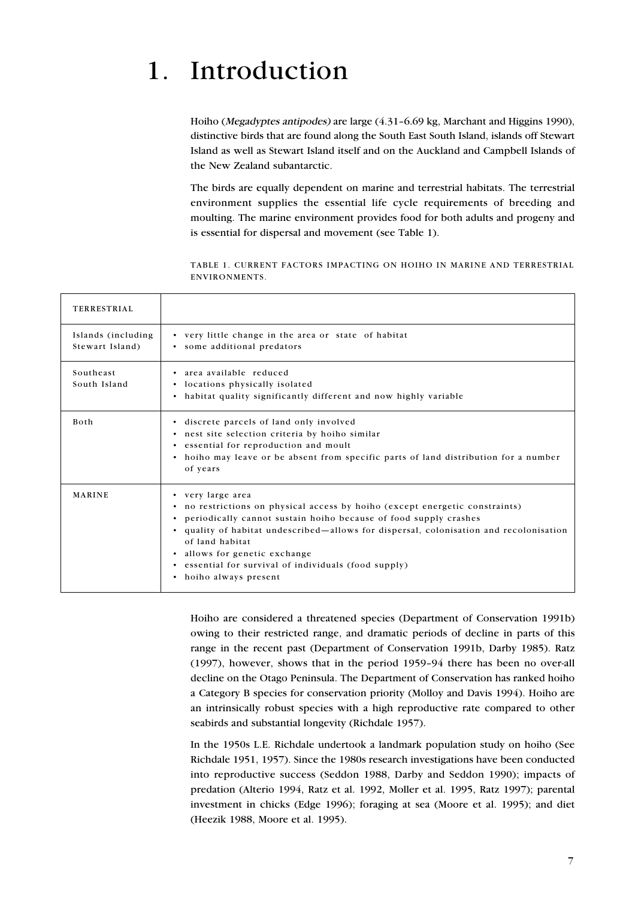# 1. Introduction

Hoiho (*Megadyptes antipodes*) are large (4.31–6.69 kg, Marchant and Higgins 1990), distinctive birds that are found along the South East South Island, islands off Stewart Island as well as Stewart Island itself and on the Auckland and Campbell Islands of the New Zealand subantarctic.

The birds are equally dependent on marine and terrestrial habitats. The terrestrial environment supplies the essential life cycle requirements of breeding and moulting. The marine environment provides food for both adults and progeny and is essential for dispersal and movement (see Table 1).

TABLE 1. CURRENT FACTORS IMPACTING ON HOIHO IN MARINE AND TERRESTRIAL ENVIRONMENTS.

| TERRESTRIAL | |
|---|---|
| Islands (including Stewart Island) | • very little change in the area or state of habitat<br>• some additional predators |
| Southeast South Island | • area available reduced<br>• locations physically isolated<br>• habitat quality significantly different and now highly variable |
| Both | • discrete parcels of land only involved<br>• nest site selection criteria by hoiho similar<br>• essential for reproduction and moult<br>• hoiho may leave or be absent from specific parts of land distribution for a number of years |
| MARINE | • very large area<br>• no restrictions on physical access by hoiho (except energetic constraints)<br>• periodically cannot sustain hoiho because of food supply crashes<br>• quality of habitat undescribed—allows for dispersal, colonisation and recolonisation of land habitat<br>• allows for genetic exchange<br>• essential for survival of individuals (food supply)<br>• hoiho always present |

Hoiho are considered a threatened species (Department of Conservation 1991b) owing to their restricted range, and dramatic periods of decline in parts of this range in the recent past (Department of Conservation 1991b, Darby 1985). Ratz (1997), however, shows that in the period 1959–94 there has been no over-all decline on the Otago Peninsula. The Department of Conservation has ranked hoiho a Category B species for conservation priority (Molloy and Davis 1994). Hoiho are an intrinsically robust species with a high reproductive rate compared to other seabirds and substantial longevity (Richdale 1957).

In the 1950s L.E. Richdale undertook a landmark population study on hoiho (See Richdale 1951, 1957). Since the 1980s research investigations have been conducted into reproductive success (Seddon 1988, Darby and Seddon 1990); impacts of predation (Alterio 1994, Ratz et al. 1992, Moller et al. 1995, Ratz 1997); parental investment in chicks (Edge 1996); foraging at sea (Moore et al. 1995); and diet (Heezik 1988, Moore et al. 1995).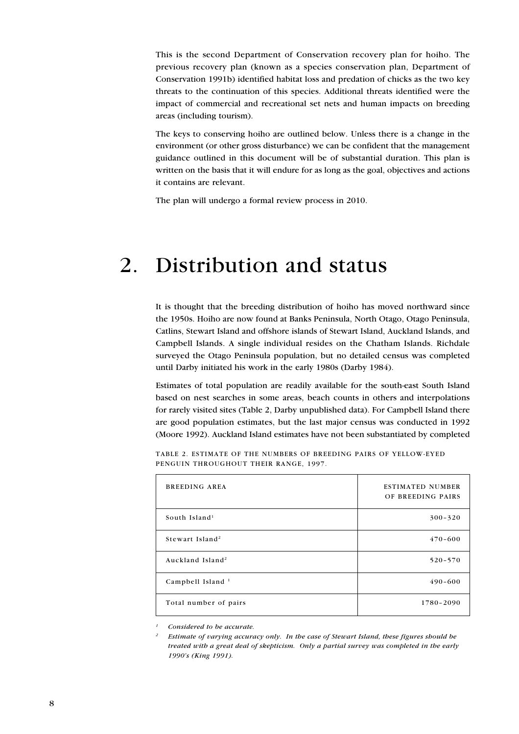This is the second Department of Conservation recovery plan for hoiho. The previous recovery plan (known as a species conservation plan, Department of Conservation 1991b) identified habitat loss and predation of chicks as the two key threats to the continuation of this species. Additional threats identified were the impact of commercial and recreational set nets and human impacts on breeding areas (including tourism).

The keys to conserving hoiho are outlined below. Unless there is a change in the environment (or other gross disturbance) we can be confident that the management guidance outlined in this document will be of substantial duration. This plan is written on the basis that it will endure for as long as the goal, objectives and actions it contains are relevant.

The plan will undergo a formal review process in 2010.

# 2. Distribution and status

It is thought that the breeding distribution of hoiho has moved northward since the 1950s. Hoiho are now found at Banks Peninsula, North Otago, Otago Peninsula, Catlins, Stewart Island and offshore islands of Stewart Island, Auckland Islands, and Campbell Islands. A single individual resides on the Chatham Islands. Richdale surveyed the Otago Peninsula population, but no detailed census was completed until Darby initiated his work in the early 1980s (Darby 1984).

Estimates of total population are readily available for the south-east South Island based on nest searches in some areas, beach counts in others and interpolations for rarely visited sites (Table 2, Darby unpublished data). For Campbell Island there are good population estimates, but the last major census was conducted in 1992 (Moore 1992). Auckland Island estimates have not been substantiated by completed

TABLE 2. ESTIMATE OF THE NUMBERS OF BREEDING PAIRS OF YELLOW-EYED PENGUIN THROUGHOUT THEIR RANGE, 1997.

| BREEDING AREA | ESTIMATED NUMBER OF BREEDING PAIRS |
|---|---|
| South Island[1] | 300–320 |
| Stewart Island[2] | 470–600 |
| Auckland Island[2] | 520–570 |
| Campbell Island [1] | 490–600 |
| Total number of pairs | 1780–2090 |

[1] *Considered to be accurate.*

[2] *Estimate of varying accuracy only. In the case of Stewart Island, these figures should be treated with a great deal of skepticism. Only a partial survey was completed in the early 1990's (King 1991).*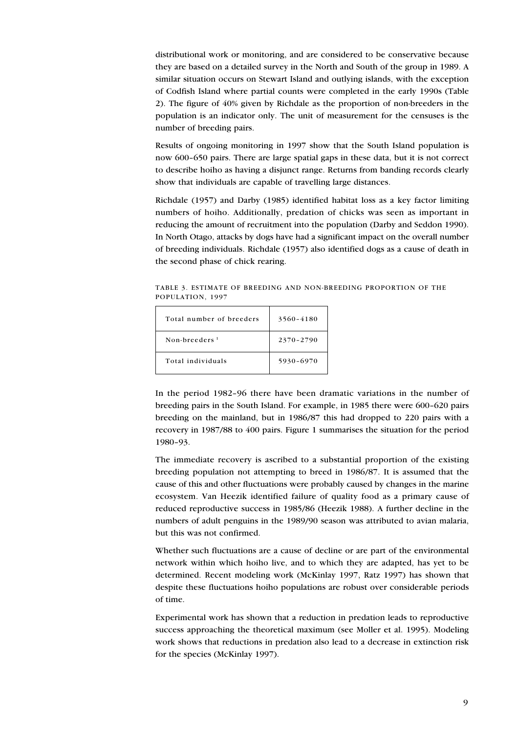distributional work or monitoring, and are considered to be conservative because they are based on a detailed survey in the North and South of the group in 1989. A similar situation occurs on Stewart Island and outlying islands, with the exception of Codfish Island where partial counts were completed in the early 1990s (Table 2). The figure of 40% given by Richdale as the proportion of non-breeders in the population is an indicator only. The unit of measurement for the censuses is the number of breeding pairs.

Results of ongoing monitoring in 1997 show that the South Island population is now 600–650 pairs. There are large spatial gaps in these data, but it is not correct to describe hoiho as having a disjunct range. Returns from banding records clearly show that individuals are capable of travelling large distances.

Richdale (1957) and Darby (1985) identified habitat loss as a key factor limiting numbers of hoiho. Additionally, predation of chicks was seen as important in reducing the amount of recruitment into the population (Darby and Seddon 1990). In North Otago, attacks by dogs have had a significant impact on the overall number of breeding individuals. Richdale (1957) also identified dogs as a cause of death in the second phase of chick rearing.

TABLE 3. ESTIMATE OF BREEDING AND NON-BREEDING PROPORTION OF THE POPULATION, 1997

| | |
|---|---|
| Total number of breeders | 3560–4180 |
| Non-breeders [1] | 2370–2790 |
| Total individuals | 5930–6970 |

In the period 1982–96 there have been dramatic variations in the number of breeding pairs in the South Island. For example, in 1985 there were 600–620 pairs breeding on the mainland, but in 1986/87 this had dropped to 220 pairs with a recovery in 1987/88 to 400 pairs. Figure 1 summarises the situation for the period 1980–93.

The immediate recovery is ascribed to a substantial proportion of the existing breeding population not attempting to breed in 1986/87. It is assumed that the cause of this and other fluctuations were probably caused by changes in the marine ecosystem. Van Heezik identified failure of quality food as a primary cause of reduced reproductive success in 1985/86 (Heezik 1988). A further decline in the numbers of adult penguins in the 1989/90 season was attributed to avian malaria, but this was not confirmed.

Whether such fluctuations are a cause of decline or are part of the environmental network within which hoiho live, and to which they are adapted, has yet to be determined. Recent modeling work (McKinlay 1997, Ratz 1997) has shown that despite these fluctuations hoiho populations are robust over considerable periods of time.

Experimental work has shown that a reduction in predation leads to reproductive success approaching the theoretical maximum (see Moller et al. 1995). Modeling work shows that reductions in predation also lead to a decrease in extinction risk for the species (McKinlay 1997).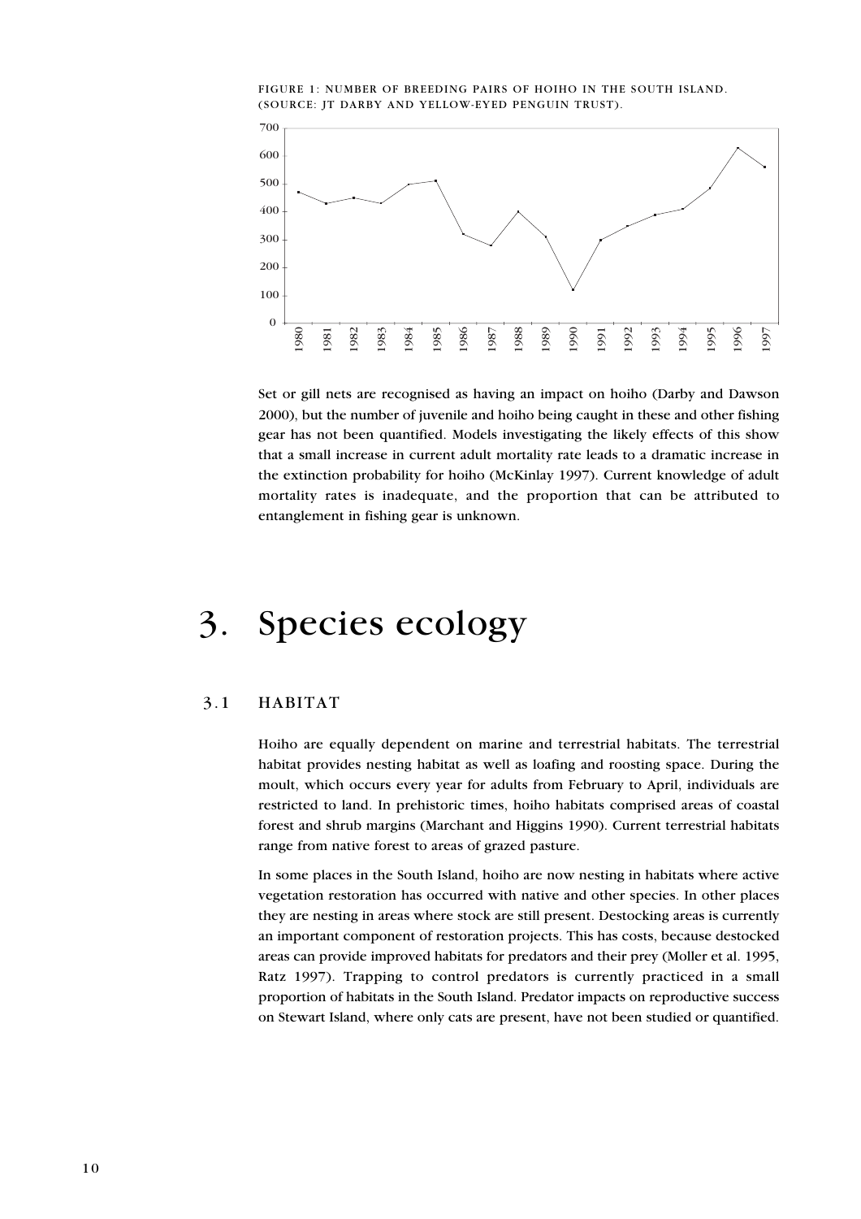FIGURE 1: NUMBER OF BREEDING PAIRS OF HOIHO IN THE SOUTH ISLAND. (SOURCE: JT DARBY AND YELLOW-EYED PENGUIN TRUST).

Set or gill nets are recognised as having an impact on hoiho (Darby and Dawson 2000), but the number of juvenile and hoiho being caught in these and other fishing gear has not been quantified. Models investigating the likely effects of this show that a small increase in current adult mortality rate leads to a dramatic increase in the extinction probability for hoiho (McKinlay 1997). Current knowledge of adult mortality rates is inadequate, and the proportion that can be attributed to entanglement in fishing gear is unknown.

# 3. Species ecology

## 3.1 HABITAT

Hoiho are equally dependent on marine and terrestrial habitats. The terrestrial habitat provides nesting habitat as well as loafing and roosting space. During the moult, which occurs every year for adults from February to April, individuals are restricted to land. In prehistoric times, hoiho habitats comprised areas of coastal forest and shrub margins (Marchant and Higgins 1990). Current terrestrial habitats range from native forest to areas of grazed pasture.

In some places in the South Island, hoiho are now nesting in habitats where active vegetation restoration has occurred with native and other species. In other places they are nesting in areas where stock are still present. Destocking areas is currently an important component of restoration projects. This has costs, because destocked areas can provide improved habitats for predators and their prey (Moller et al. 1995, Ratz 1997). Trapping to control predators is currently practiced in a small proportion of habitats in the South Island. Predator impacts on reproductive success on Stewart Island, where only cats are present, have not been studied or quantified.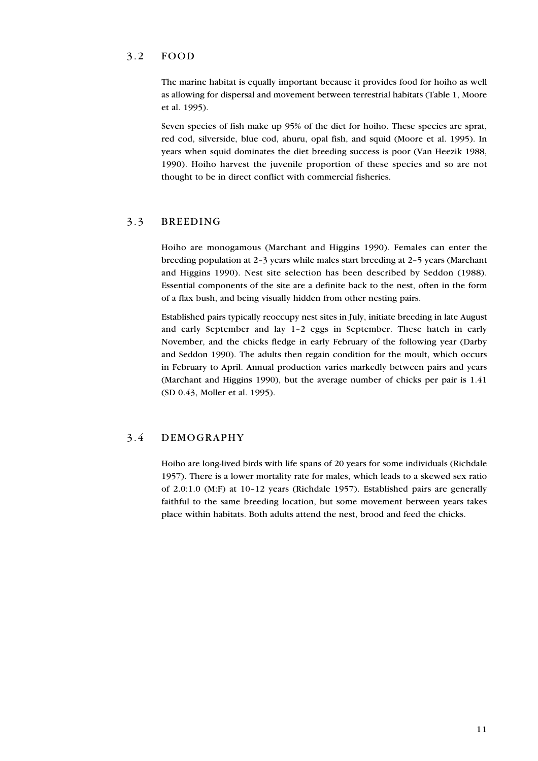## 3.2 FOOD

The marine habitat is equally important because it provides food for hoiho as well as allowing for dispersal and movement between terrestrial habitats (Table 1, Moore et al. 1995).

Seven species of fish make up 95% of the diet for hoiho. These species are sprat, red cod, silverside, blue cod, ahuru, opal fish, and squid (Moore et al. 1995). In years when squid dominates the diet breeding success is poor (Van Heezik 1988, 1990). Hoiho harvest the juvenile proportion of these species and so are not thought to be in direct conflict with commercial fisheries.

## 3.3 BREEDING

Hoiho are monogamous (Marchant and Higgins 1990). Females can enter the breeding population at 2–3 years while males start breeding at 2–5 years (Marchant and Higgins 1990). Nest site selection has been described by Seddon (1988). Essential components of the site are a definite back to the nest, often in the form of a flax bush, and being visually hidden from other nesting pairs.

Established pairs typically reoccupy nest sites in July, initiate breeding in late August and early September and lay 1–2 eggs in September. These hatch in early November, and the chicks fledge in early February of the following year (Darby and Seddon 1990). The adults then regain condition for the moult, which occurs in February to April. Annual production varies markedly between pairs and years (Marchant and Higgins 1990), but the average number of chicks per pair is 1.41 (SD 0.43, Moller et al. 1995).

## 3.4 DEMOGRAPHY

Hoiho are long-lived birds with life spans of 20 years for some individuals (Richdale 1957). There is a lower mortality rate for males, which leads to a skewed sex ratio of 2.0:1.0 (M:F) at 10–12 years (Richdale 1957). Established pairs are generally faithful to the same breeding location, but some movement between years takes place within habitats. Both adults attend the nest, brood and feed the chicks.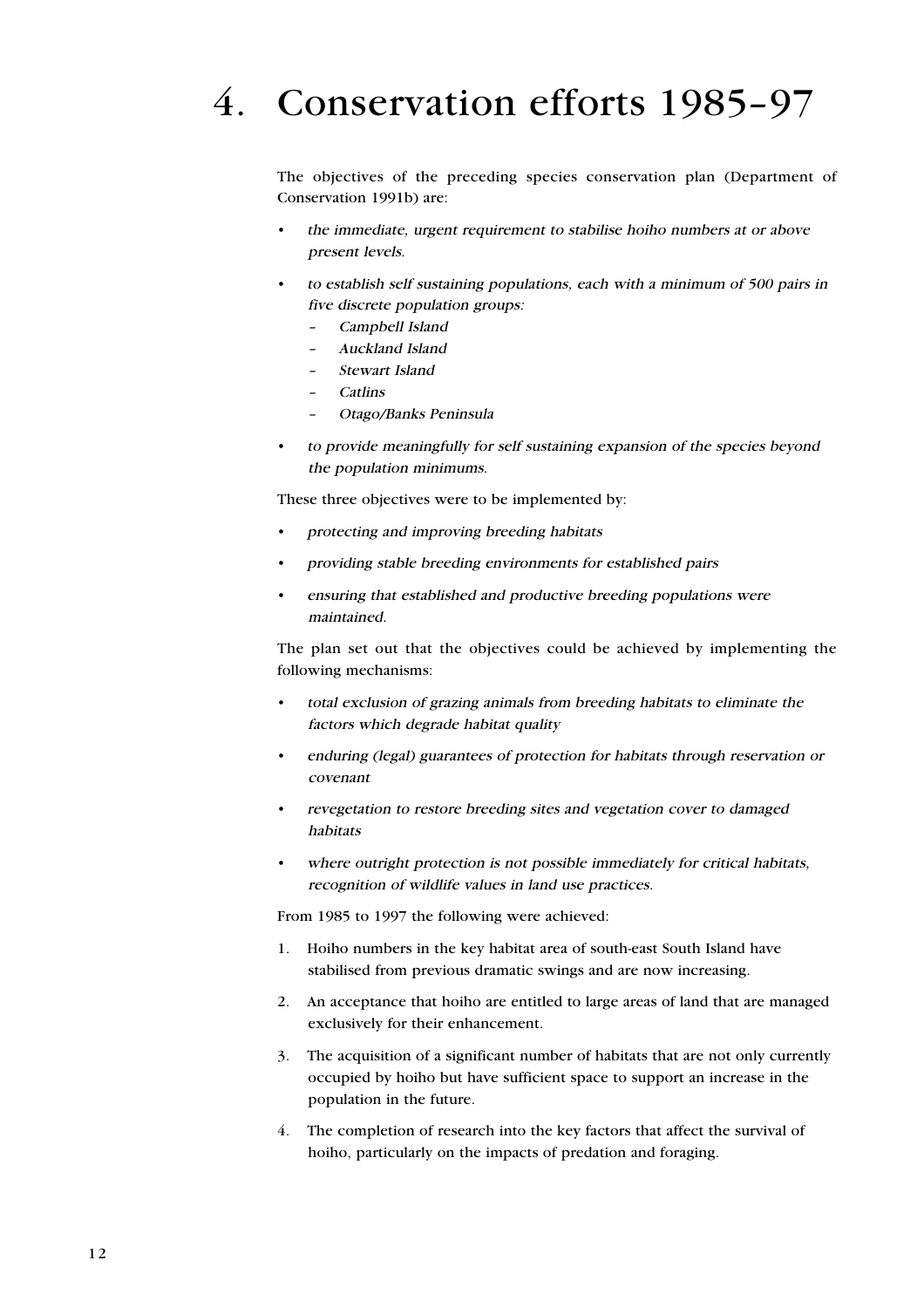# 4. Conservation efforts 1985–97

The objectives of the preceding species conservation plan (Department of Conservation 1991b) are:

- *the immediate, urgent requirement to stabilise hoiho numbers at or above present levels.*
- *to establish self sustaining populations, each with a minimum of 500 pairs in five discrete population groups:*
  - *Campbell Island*
  - *Auckland Island*
  - *Stewart Island*
  - *Catlins*
  - *Otago/Banks Peninsula*
- *to provide meaningfully for self sustaining expansion of the species beyond the population minimums.*

These three objectives were to be implemented by:

- *protecting and improving breeding habitats*
- *providing stable breeding environments for established pairs*
- *ensuring that established and productive breeding populations were maintained.*

The plan set out that the objectives could be achieved by implementing the following mechanisms:

- *total exclusion of grazing animals from breeding habitats to eliminate the factors which degrade habitat quality*
- *enduring (legal) guarantees of protection for habitats through reservation or covenant*
- *revegetation to restore breeding sites and vegetation cover to damaged habitats*
- *where outright protection is not possible immediately for critical habitats, recognition of wildlife values in land use practices.*

From 1985 to 1997 the following were achieved:

1. Hoiho numbers in the key habitat area of south-east South Island have stabilised from previous dramatic swings and are now increasing.
2. An acceptance that hoiho are entitled to large areas of land that are managed exclusively for their enhancement.
3. The acquisition of a significant number of habitats that are not only currently occupied by hoiho but have sufficient space to support an increase in the population in the future.
4. The completion of research into the key factors that affect the survival of hoiho, particularly on the impacts of predation and foraging.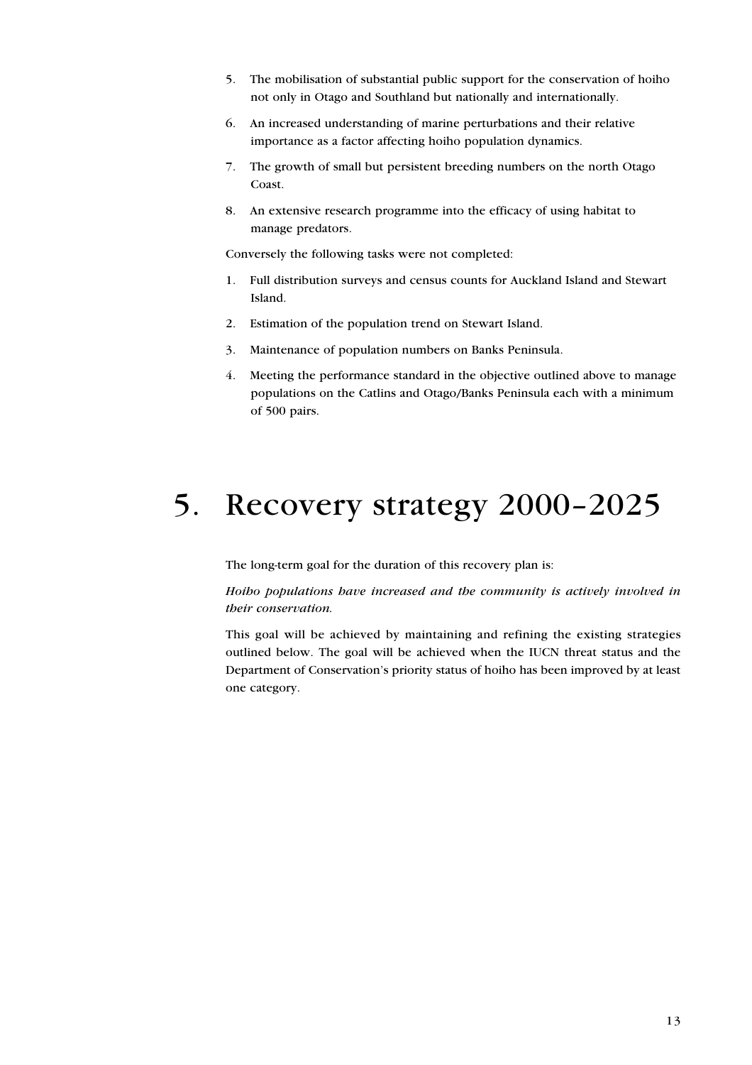5. The mobilisation of substantial public support for the conservation of hoiho not only in Otago and Southland but nationally and internationally.
6. An increased understanding of marine perturbations and their relative importance as a factor affecting hoiho population dynamics.
7. The growth of small but persistent breeding numbers on the north Otago Coast.
8. An extensive research programme into the efficacy of using habitat to manage predators.

Conversely the following tasks were not completed:

1. Full distribution surveys and census counts for Auckland Island and Stewart Island.
2. Estimation of the population trend on Stewart Island.
3. Maintenance of population numbers on Banks Peninsula.
4. Meeting the performance standard in the objective outlined above to manage populations on the Catlins and Otago/Banks Peninsula each with a minimum of 500 pairs.

# 5. Recovery strategy 2000–2025

The long-term goal for the duration of this recovery plan is:

*Hoiho populations have increased and the community is actively involved in their conservation.*

This goal will be achieved by maintaining and refining the existing strategies outlined below. The goal will be achieved when the IUCN threat status and the Department of Conservation's priority status of hoiho has been improved by at least one category.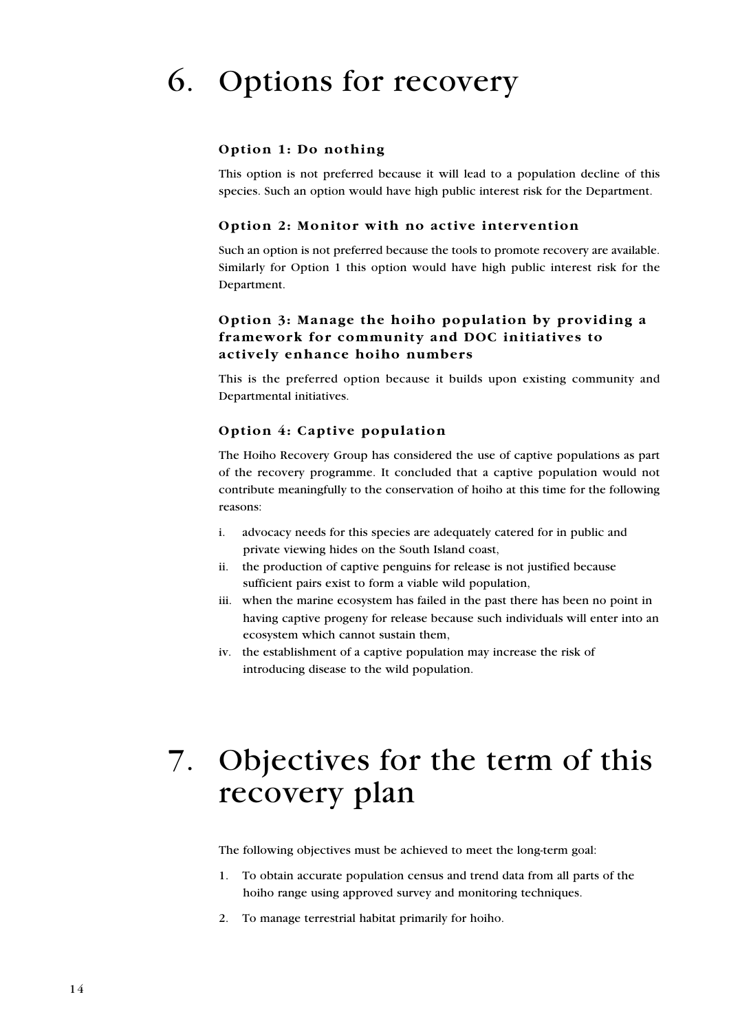# 6. Options for recovery

### Option 1: Do nothing

This option is not preferred because it will lead to a population decline of this species. Such an option would have high public interest risk for the Department.

### Option 2: Monitor with no active intervention

Such an option is not preferred because the tools to promote recovery are available. Similarly for Option 1 this option would have high public interest risk for the Department.

### Option 3: Manage the hoiho population by providing a framework for community and DOC initiatives to actively enhance hoiho numbers

This is the preferred option because it builds upon existing community and Departmental initiatives.

### Option 4: Captive population

The Hoiho Recovery Group has considered the use of captive populations as part of the recovery programme. It concluded that a captive population would not contribute meaningfully to the conservation of hoiho at this time for the following reasons:

i. advocacy needs for this species are adequately catered for in public and private viewing hides on the South Island coast,
ii. the production of captive penguins for release is not justified because sufficient pairs exist to form a viable wild population,
iii. when the marine ecosystem has failed in the past there has been no point in having captive progeny for release because such individuals will enter into an ecosystem which cannot sustain them,
iv. the establishment of a captive population may increase the risk of introducing disease to the wild population.

# 7. Objectives for the term of this recovery plan

The following objectives must be achieved to meet the long-term goal:

1. To obtain accurate population census and trend data from all parts of the hoiho range using approved survey and monitoring techniques.
2. To manage terrestrial habitat primarily for hoiho.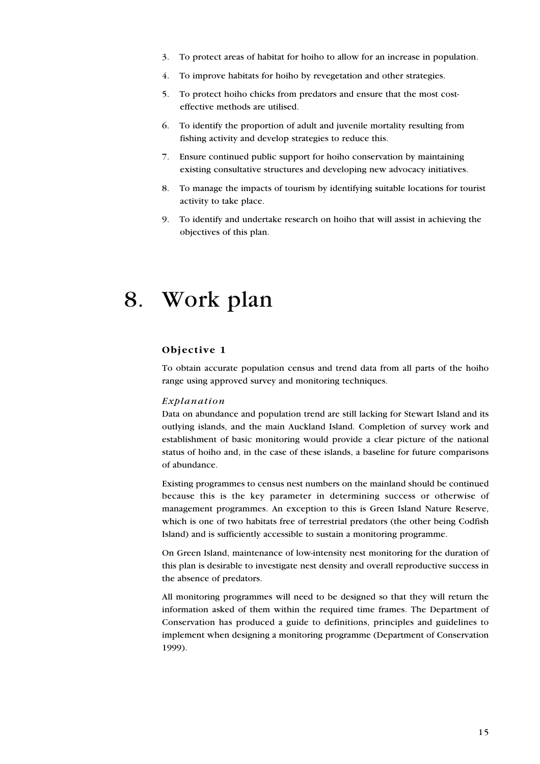3. To protect areas of habitat for hoiho to allow for an increase in population.
4. To improve habitats for hoiho by revegetation and other strategies.
5. To protect hoiho chicks from predators and ensure that the most cost-effective methods are utilised.
6. To identify the proportion of adult and juvenile mortality resulting from fishing activity and develop strategies to reduce this.
7. Ensure continued public support for hoiho conservation by maintaining existing consultative structures and developing new advocacy initiatives.
8. To manage the impacts of tourism by identifying suitable locations for tourist activity to take place.
9. To identify and undertake research on hoiho that will assist in achieving the objectives of this plan.

# 8. Work plan

### Objective 1

To obtain accurate population census and trend data from all parts of the hoiho range using approved survey and monitoring techniques.

*Explanation*

Data on abundance and population trend are still lacking for Stewart Island and its outlying islands, and the main Auckland Island. Completion of survey work and establishment of basic monitoring would provide a clear picture of the national status of hoiho and, in the case of these islands, a baseline for future comparisons of abundance.

Existing programmes to census nest numbers on the mainland should be continued because this is the key parameter in determining success or otherwise of management programmes. An exception to this is Green Island Nature Reserve, which is one of two habitats free of terrestrial predators (the other being Codfish Island) and is sufficiently accessible to sustain a monitoring programme.

On Green Island, maintenance of low-intensity nest monitoring for the duration of this plan is desirable to investigate nest density and overall reproductive success in the absence of predators.

All monitoring programmes will need to be designed so that they will return the information asked of them within the required time frames. The Department of Conservation has produced a guide to definitions, principles and guidelines to implement when designing a monitoring programme (Department of Conservation 1999).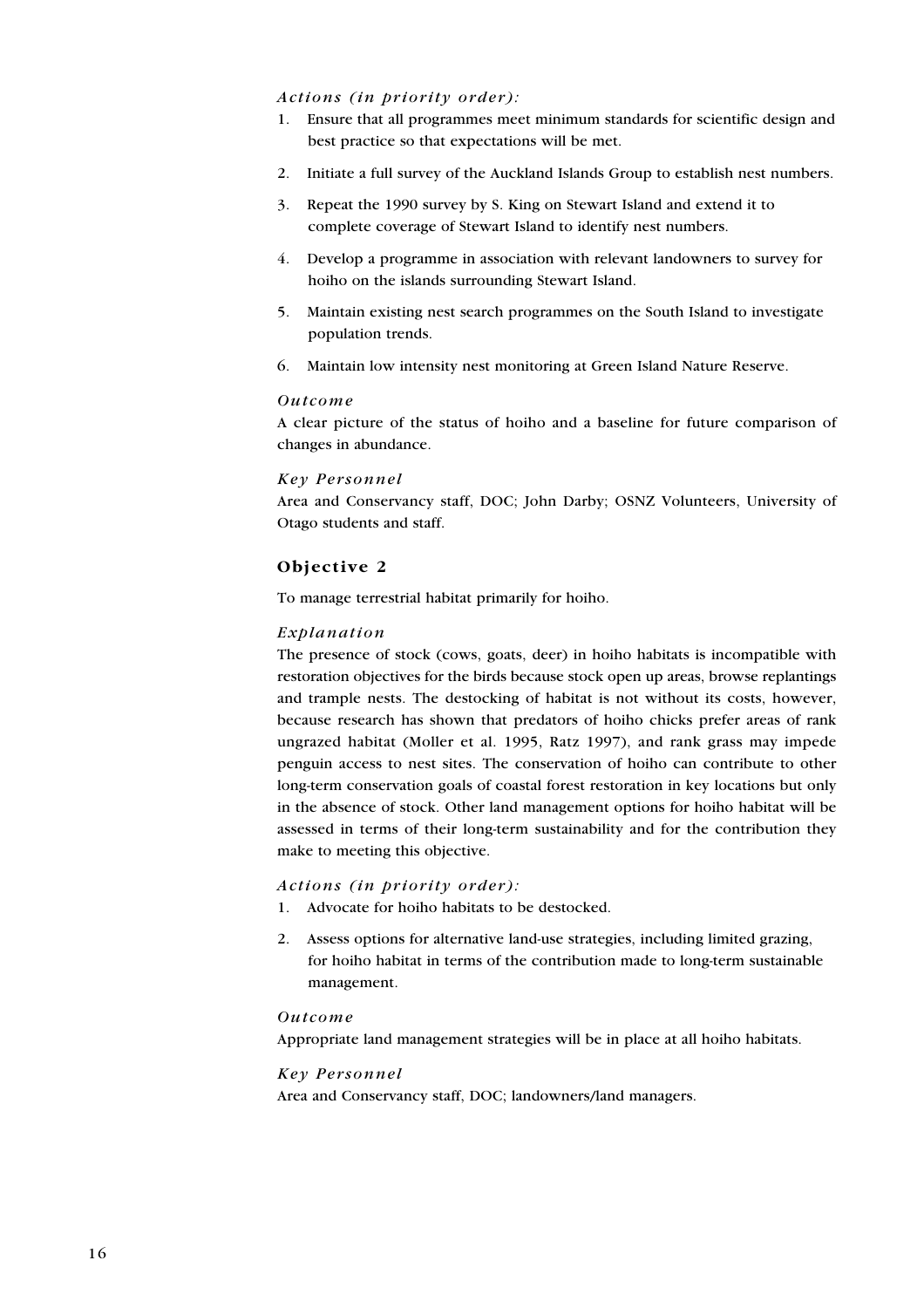*Actions (in priority order):*

1. Ensure that all programmes meet minimum standards for scientific design and best practice so that expectations will be met.
2. Initiate a full survey of the Auckland Islands Group to establish nest numbers.
3. Repeat the 1990 survey by S. King on Stewart Island and extend it to complete coverage of Stewart Island to identify nest numbers.
4. Develop a programme in association with relevant landowners to survey for hoiho on the islands surrounding Stewart Island.
5. Maintain existing nest search programmes on the South Island to investigate population trends.
6. Maintain low intensity nest monitoring at Green Island Nature Reserve.

*Outcome*

A clear picture of the status of hoiho and a baseline for future comparison of changes in abundance.

*Key Personnel*

Area and Conservancy staff, DOC; John Darby; OSNZ Volunteers, University of Otago students and staff.

### Objective 2

To manage terrestrial habitat primarily for hoiho.

*Explanation*

The presence of stock (cows, goats, deer) in hoiho habitats is incompatible with restoration objectives for the birds because stock open up areas, browse replantings and trample nests. The destocking of habitat is not without its costs, however, because research has shown that predators of hoiho chicks prefer areas of rank ungrazed habitat (Moller et al. 1995, Ratz 1997), and rank grass may impede penguin access to nest sites. The conservation of hoiho can contribute to other long-term conservation goals of coastal forest restoration in key locations but only in the absence of stock. Other land management options for hoiho habitat will be assessed in terms of their long-term sustainability and for the contribution they make to meeting this objective.

*Actions (in priority order):*

1. Advocate for hoiho habitats to be destocked.
2. Assess options for alternative land-use strategies, including limited grazing, for hoiho habitat in terms of the contribution made to long-term sustainable management.

*Outcome*

Appropriate land management strategies will be in place at all hoiho habitats.

*Key Personnel*

Area and Conservancy staff, DOC; landowners/land managers.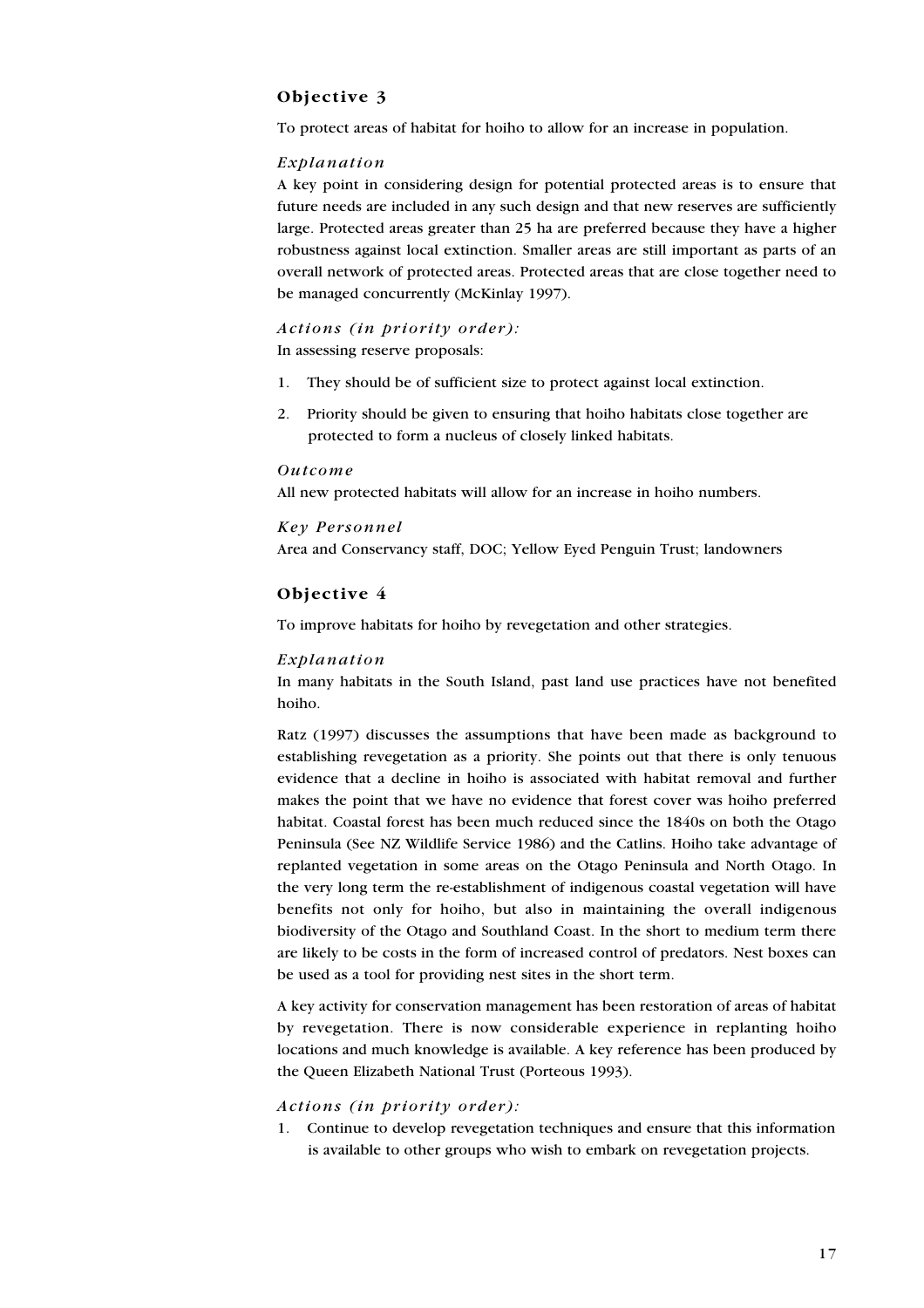## Objective 3

To protect areas of habitat for hoiho to allow for an increase in population.

*Explanation*

A key point in considering design for potential protected areas is to ensure that future needs are included in any such design and that new reserves are sufficiently large. Protected areas greater than 25 ha are preferred because they have a higher robustness against local extinction. Smaller areas are still important as parts of an overall network of protected areas. Protected areas that are close together need to be managed concurrently (McKinlay 1997).

*Actions (in priority order):*

In assessing reserve proposals:

1. They should be of sufficient size to protect against local extinction.
2. Priority should be given to ensuring that hoiho habitats close together are protected to form a nucleus of closely linked habitats.

*Outcome*

All new protected habitats will allow for an increase in hoiho numbers.

*Key Personnel*

Area and Conservancy staff, DOC; Yellow Eyed Penguin Trust; landowners

## Objective 4

To improve habitats for hoiho by revegetation and other strategies.

*Explanation*

In many habitats in the South Island, past land use practices have not benefited hoiho.

Ratz (1997) discusses the assumptions that have been made as background to establishing revegetation as a priority. She points out that there is only tenuous evidence that a decline in hoiho is associated with habitat removal and further makes the point that we have no evidence that forest cover was hoiho preferred habitat. Coastal forest has been much reduced since the 1840s on both the Otago Peninsula (See NZ Wildlife Service 1986) and the Catlins. Hoiho take advantage of replanted vegetation in some areas on the Otago Peninsula and North Otago. In the very long term the re-establishment of indigenous coastal vegetation will have benefits not only for hoiho, but also in maintaining the overall indigenous biodiversity of the Otago and Southland Coast. In the short to medium term there are likely to be costs in the form of increased control of predators. Nest boxes can be used as a tool for providing nest sites in the short term.

A key activity for conservation management has been restoration of areas of habitat by revegetation. There is now considerable experience in replanting hoiho locations and much knowledge is available. A key reference has been produced by the Queen Elizabeth National Trust (Porteous 1993).

*Actions (in priority order):*

1. Continue to develop revegetation techniques and ensure that this information is available to other groups who wish to embark on revegetation projects.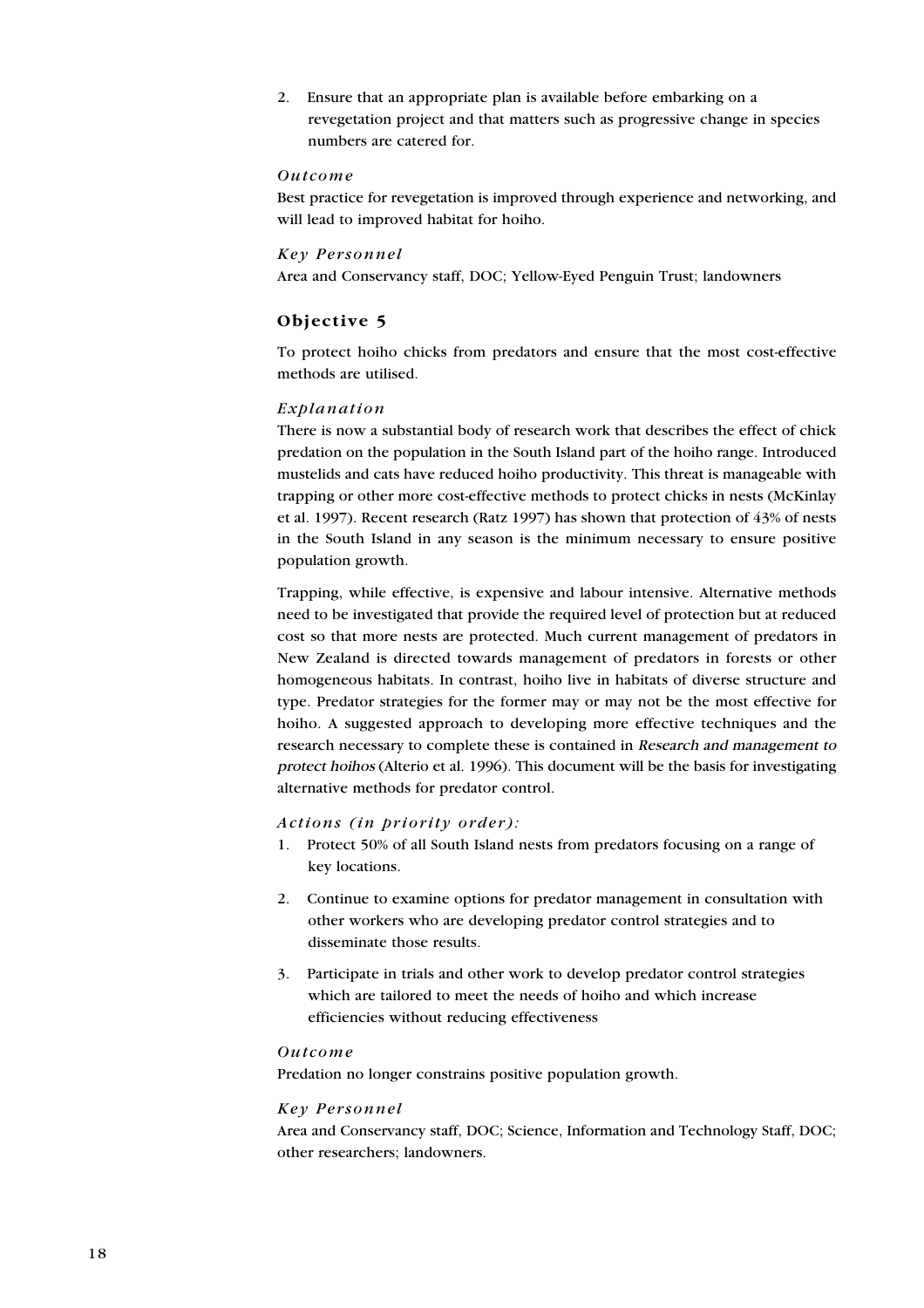2. Ensure that an appropriate plan is available before embarking on a revegetation project and that matters such as progressive change in species numbers are catered for.

*Outcome*

Best practice for revegetation is improved through experience and networking, and will lead to improved habitat for hoiho.

*Key Personnel*

Area and Conservancy staff, DOC; Yellow-Eyed Penguin Trust; landowners

### Objective 5

To protect hoiho chicks from predators and ensure that the most cost-effective methods are utilised.

*Explanation*

There is now a substantial body of research work that describes the effect of chick predation on the population in the South Island part of the hoiho range. Introduced mustelids and cats have reduced hoiho productivity. This threat is manageable with trapping or other more cost-effective methods to protect chicks in nests (McKinlay et al. 1997). Recent research (Ratz 1997) has shown that protection of 43% of nests in the South Island in any season is the minimum necessary to ensure positive population growth.

Trapping, while effective, is expensive and labour intensive. Alternative methods need to be investigated that provide the required level of protection but at reduced cost so that more nests are protected. Much current management of predators in New Zealand is directed towards management of predators in forests or other homogeneous habitats. In contrast, hoiho live in habitats of diverse structure and type. Predator strategies for the former may or may not be the most effective for hoiho. A suggested approach to developing more effective techniques and the research necessary to complete these is contained in *Research and management to protect hoihos* (Alterio et al. 1996). This document will be the basis for investigating alternative methods for predator control.

*Actions (in priority order):*

1. Protect 50% of all South Island nests from predators focusing on a range of key locations.
2. Continue to examine options for predator management in consultation with other workers who are developing predator control strategies and to disseminate those results.
3. Participate in trials and other work to develop predator control strategies which are tailored to meet the needs of hoiho and which increase efficiencies without reducing effectiveness

*Outcome*

Predation no longer constrains positive population growth.

*Key Personnel*

Area and Conservancy staff, DOC; Science, Information and Technology Staff, DOC; other researchers; landowners.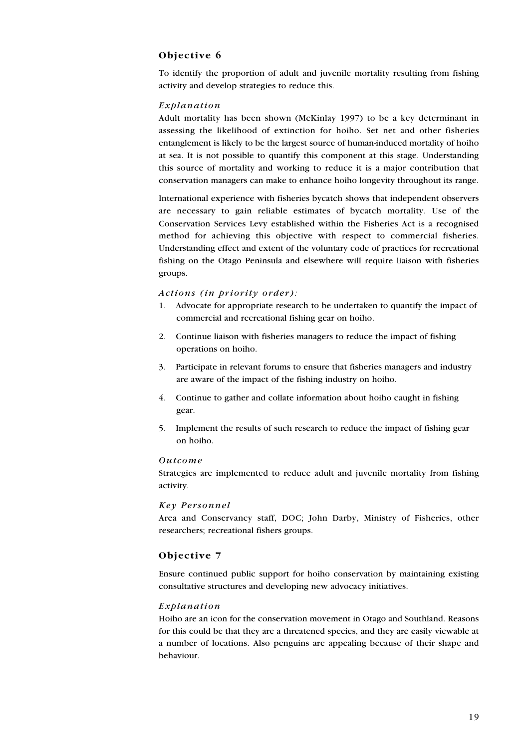## Objective 6

To identify the proportion of adult and juvenile mortality resulting from fishing activity and develop strategies to reduce this.

### *Explanation*

Adult mortality has been shown (McKinlay 1997) to be a key determinant in assessing the likelihood of extinction for hoiho. Set net and other fisheries entanglement is likely to be the largest source of human-induced mortality of hoiho at sea. It is not possible to quantify this component at this stage. Understanding this source of mortality and working to reduce it is a major contribution that conservation managers can make to enhance hoiho longevity throughout its range.

International experience with fisheries bycatch shows that independent observers are necessary to gain reliable estimates of bycatch mortality. Use of the Conservation Services Levy established within the Fisheries Act is a recognised method for achieving this objective with respect to commercial fisheries. Understanding effect and extent of the voluntary code of practices for recreational fishing on the Otago Peninsula and elsewhere will require liaison with fisheries groups.

### *Actions (in priority order):*

1. Advocate for appropriate research to be undertaken to quantify the impact of commercial and recreational fishing gear on hoiho.
2. Continue liaison with fisheries managers to reduce the impact of fishing operations on hoiho.
3. Participate in relevant forums to ensure that fisheries managers and industry are aware of the impact of the fishing industry on hoiho.
4. Continue to gather and collate information about hoiho caught in fishing gear.
5. Implement the results of such research to reduce the impact of fishing gear on hoiho.

### *Outcome*

Strategies are implemented to reduce adult and juvenile mortality from fishing activity.

### *Key Personnel*

Area and Conservancy staff, DOC; John Darby, Ministry of Fisheries, other researchers; recreational fishers groups.

## Objective 7

Ensure continued public support for hoiho conservation by maintaining existing consultative structures and developing new advocacy initiatives.

### *Explanation*

Hoiho are an icon for the conservation movement in Otago and Southland. Reasons for this could be that they are a threatened species, and they are easily viewable at a number of locations. Also penguins are appealing because of their shape and behaviour.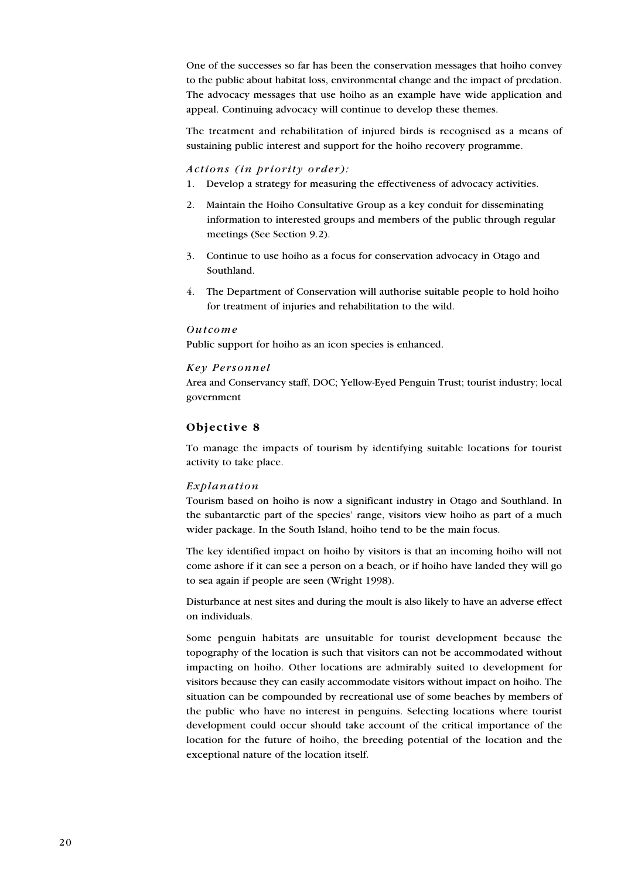One of the successes so far has been the conservation messages that hoiho convey to the public about habitat loss, environmental change and the impact of predation. The advocacy messages that use hoiho as an example have wide application and appeal. Continuing advocacy will continue to develop these themes.

The treatment and rehabilitation of injured birds is recognised as a means of sustaining public interest and support for the hoiho recovery programme.

*Actions (in priority order):*

1. Develop a strategy for measuring the effectiveness of advocacy activities.
2. Maintain the Hoiho Consultative Group as a key conduit for disseminating information to interested groups and members of the public through regular meetings (See Section 9.2).
3. Continue to use hoiho as a focus for conservation advocacy in Otago and Southland.
4. The Department of Conservation will authorise suitable people to hold hoiho for treatment of injuries and rehabilitation to the wild.

*Outcome*

Public support for hoiho as an icon species is enhanced.

*Key Personnel*

Area and Conservancy staff, DOC; Yellow-Eyed Penguin Trust; tourist industry; local government

## Objective 8

To manage the impacts of tourism by identifying suitable locations for tourist activity to take place.

*Explanation*

Tourism based on hoiho is now a significant industry in Otago and Southland. In the subantarctic part of the species' range, visitors view hoiho as part of a much wider package. In the South Island, hoiho tend to be the main focus.

The key identified impact on hoiho by visitors is that an incoming hoiho will not come ashore if it can see a person on a beach, or if hoiho have landed they will go to sea again if people are seen (Wright 1998).

Disturbance at nest sites and during the moult is also likely to have an adverse effect on individuals.

Some penguin habitats are unsuitable for tourist development because the topography of the location is such that visitors can not be accommodated without impacting on hoiho. Other locations are admirably suited to development for visitors because they can easily accommodate visitors without impact on hoiho. The situation can be compounded by recreational use of some beaches by members of the public who have no interest in penguins. Selecting locations where tourist development could occur should take account of the critical importance of the location for the future of hoiho, the breeding potential of the location and the exceptional nature of the location itself.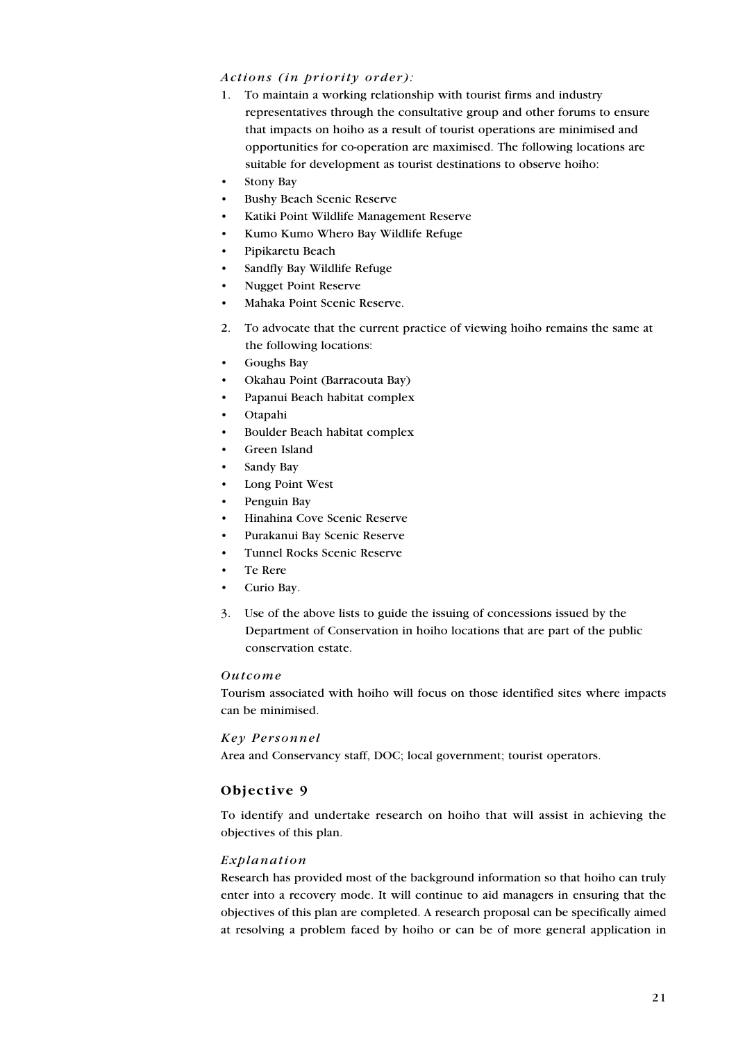*Actions (in priority order):*

1. To maintain a working relationship with tourist firms and industry representatives through the consultative group and other forums to ensure that impacts on hoiho as a result of tourist operations are minimised and opportunities for co-operation are maximised. The following locations are suitable for development as tourist destinations to observe hoiho:

- Stony Bay
- Bushy Beach Scenic Reserve
- Katiki Point Wildlife Management Reserve
- Kumo Kumo Whero Bay Wildlife Refuge
- Pipikaretu Beach
- Sandfly Bay Wildlife Refuge
- Nugget Point Reserve
- Mahaka Point Scenic Reserve.

2. To advocate that the current practice of viewing hoiho remains the same at the following locations:

- Goughs Bay
- Okahau Point (Barracouta Bay)
- Papanui Beach habitat complex
- Otapahi
- Boulder Beach habitat complex
- Green Island
- Sandy Bay
- Long Point West
- Penguin Bay
- Hinahina Cove Scenic Reserve
- Purakanui Bay Scenic Reserve
- Tunnel Rocks Scenic Reserve
- Te Rere
- Curio Bay.

3. Use of the above lists to guide the issuing of concessions issued by the Department of Conservation in hoiho locations that are part of the public conservation estate.

*Outcome*

Tourism associated with hoiho will focus on those identified sites where impacts can be minimised.

*Key Personnel*

Area and Conservancy staff, DOC; local government; tourist operators.

### Objective 9

To identify and undertake research on hoiho that will assist in achieving the objectives of this plan.

*Explanation*

Research has provided most of the background information so that hoiho can truly enter into a recovery mode. It will continue to aid managers in ensuring that the objectives of this plan are completed. A research proposal can be specifically aimed at resolving a problem faced by hoiho or can be of more general application in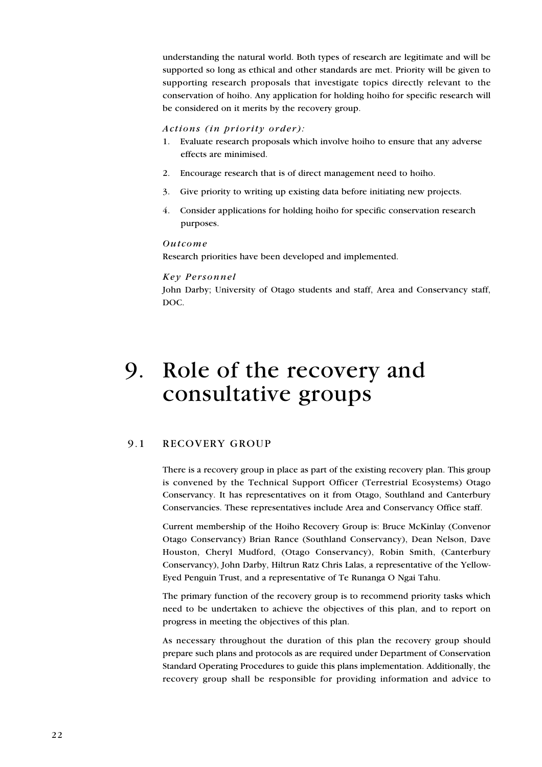understanding the natural world. Both types of research are legitimate and will be supported so long as ethical and other standards are met. Priority will be given to supporting research proposals that investigate topics directly relevant to the conservation of hoiho. Any application for holding hoiho for specific research will be considered on it merits by the recovery group.

*Actions (in priority order):*

1. Evaluate research proposals which involve hoiho to ensure that any adverse effects are minimised.
2. Encourage research that is of direct management need to hoiho.
3. Give priority to writing up existing data before initiating new projects.
4. Consider applications for holding hoiho for specific conservation research purposes.

*Outcome*

Research priorities have been developed and implemented.

*Key Personnel*

John Darby; University of Otago students and staff, Area and Conservancy staff, DOC.

# 9. Role of the recovery and consultative groups

## 9.1 RECOVERY GROUP

There is a recovery group in place as part of the existing recovery plan. This group is convened by the Technical Support Officer (Terrestrial Ecosystems) Otago Conservancy. It has representatives on it from Otago, Southland and Canterbury Conservancies. These representatives include Area and Conservancy Office staff.

Current membership of the Hoiho Recovery Group is: Bruce McKinlay (Convenor Otago Conservancy) Brian Rance (Southland Conservancy), Dean Nelson, Dave Houston, Cheryl Mudford, (Otago Conservancy), Robin Smith, (Canterbury Conservancy), John Darby, Hiltrun Ratz Chris Lalas, a representative of the Yellow-Eyed Penguin Trust, and a representative of Te Runanga O Ngai Tahu.

The primary function of the recovery group is to recommend priority tasks which need to be undertaken to achieve the objectives of this plan, and to report on progress in meeting the objectives of this plan.

As necessary throughout the duration of this plan the recovery group should prepare such plans and protocols as are required under Department of Conservation Standard Operating Procedures to guide this plans implementation. Additionally, the recovery group shall be responsible for providing information and advice to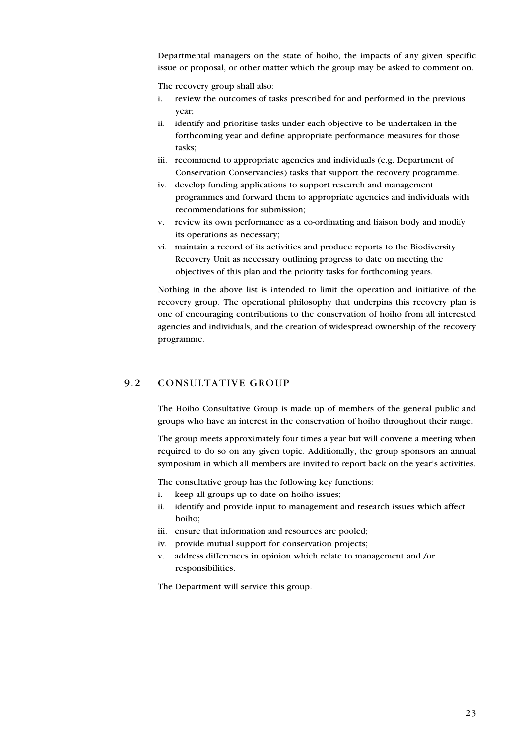Departmental managers on the state of hoiho, the impacts of any given specific issue or proposal, or other matter which the group may be asked to comment on.

The recovery group shall also:

i. review the outcomes of tasks prescribed for and performed in the previous year;
ii. identify and prioritise tasks under each objective to be undertaken in the forthcoming year and define appropriate performance measures for those tasks;
iii. recommend to appropriate agencies and individuals (e.g. Department of Conservation Conservancies) tasks that support the recovery programme.
iv. develop funding applications to support research and management programmes and forward them to appropriate agencies and individuals with recommendations for submission;
v. review its own performance as a co-ordinating and liaison body and modify its operations as necessary;
vi. maintain a record of its activities and produce reports to the Biodiversity Recovery Unit as necessary outlining progress to date on meeting the objectives of this plan and the priority tasks for forthcoming years.

Nothing in the above list is intended to limit the operation and initiative of the recovery group. The operational philosophy that underpins this recovery plan is one of encouraging contributions to the conservation of hoiho from all interested agencies and individuals, and the creation of widespread ownership of the recovery programme.

## 9.2 CONSULTATIVE GROUP

The Hoiho Consultative Group is made up of members of the general public and groups who have an interest in the conservation of hoiho throughout their range.

The group meets approximately four times a year but will convene a meeting when required to do so on any given topic. Additionally, the group sponsors an annual symposium in which all members are invited to report back on the year's activities.

The consultative group has the following key functions:

i. keep all groups up to date on hoiho issues;
ii. identify and provide input to management and research issues which affect hoiho;
iii. ensure that information and resources are pooled;
iv. provide mutual support for conservation projects;
v. address differences in opinion which relate to management and /or responsibilities.

The Department will service this group.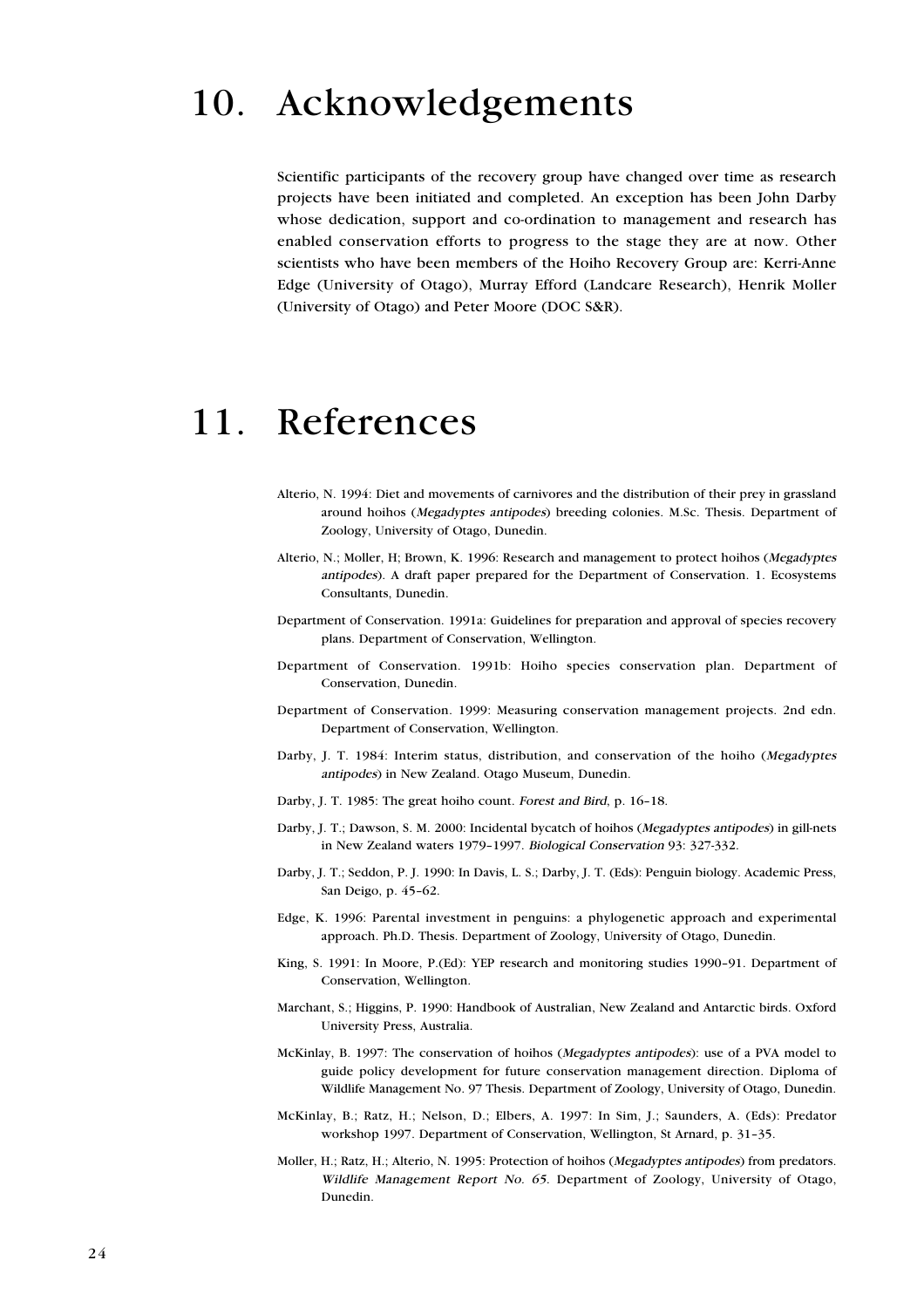# 10. Acknowledgements

Scientific participants of the recovery group have changed over time as research projects have been initiated and completed. An exception has been John Darby whose dedication, support and co-ordination to management and research has enabled conservation efforts to progress to the stage they are at now. Other scientists who have been members of the Hoiho Recovery Group are: Kerri-Anne Edge (University of Otago), Murray Efford (Landcare Research), Henrik Moller (University of Otago) and Peter Moore (DOC S&R).

# 11. References

Alterio, N. 1994: Diet and movements of carnivores and the distribution of their prey in grassland around hoihos (*Megadyptes antipodes*) breeding colonies. M.Sc. Thesis. Department of Zoology, University of Otago, Dunedin.

Alterio, N.; Moller, H; Brown, K. 1996: Research and management to protect hoihos (*Megadyptes antipodes*). A draft paper prepared for the Department of Conservation. 1. Ecosystems Consultants, Dunedin.

Department of Conservation. 1991a: Guidelines for preparation and approval of species recovery plans. Department of Conservation, Wellington.

Department of Conservation. 1991b: Hoiho species conservation plan. Department of Conservation, Dunedin.

Department of Conservation. 1999: Measuring conservation management projects. 2nd edn. Department of Conservation, Wellington.

Darby, J. T. 1984: Interim status, distribution, and conservation of the hoiho (*Megadyptes antipodes*) in New Zealand. Otago Museum, Dunedin.

Darby, J. T. 1985: The great hoiho count. *Forest and Bird*, p. 16–18.

Darby, J. T.; Dawson, S. M. 2000: Incidental bycatch of hoihos (*Megadyptes antipodes*) in gill-nets in New Zealand waters 1979–1997. *Biological Conservation* 93: 327-332.

Darby, J. T.; Seddon, P. J. 1990: In Davis, L. S.; Darby, J. T. (Eds): Penguin biology. Academic Press, San Deigo, p. 45–62.

Edge, K. 1996: Parental investment in penguins: a phylogenetic approach and experimental approach. Ph.D. Thesis. Department of Zoology, University of Otago, Dunedin.

King, S. 1991: In Moore, P.(Ed): YEP research and monitoring studies 1990–91. Department of Conservation, Wellington.

Marchant, S.; Higgins, P. 1990: Handbook of Australian, New Zealand and Antarctic birds. Oxford University Press, Australia.

McKinlay, B. 1997: The conservation of hoihos (*Megadyptes antipodes*): use of a PVA model to guide policy development for future conservation management direction. Diploma of Wildlife Management No. 97 Thesis. Department of Zoology, University of Otago, Dunedin.

McKinlay, B.; Ratz, H.; Nelson, D.; Elbers, A. 1997: In Sim, J.; Saunders, A. (Eds): Predator workshop 1997. Department of Conservation, Wellington, St Arnard, p. 31–35.

Moller, H.; Ratz, H.; Alterio, N. 1995: Protection of hoihos (*Megadyptes antipodes*) from predators. *Wildlife Management Report No. 65*. Department of Zoology, University of Otago, Dunedin.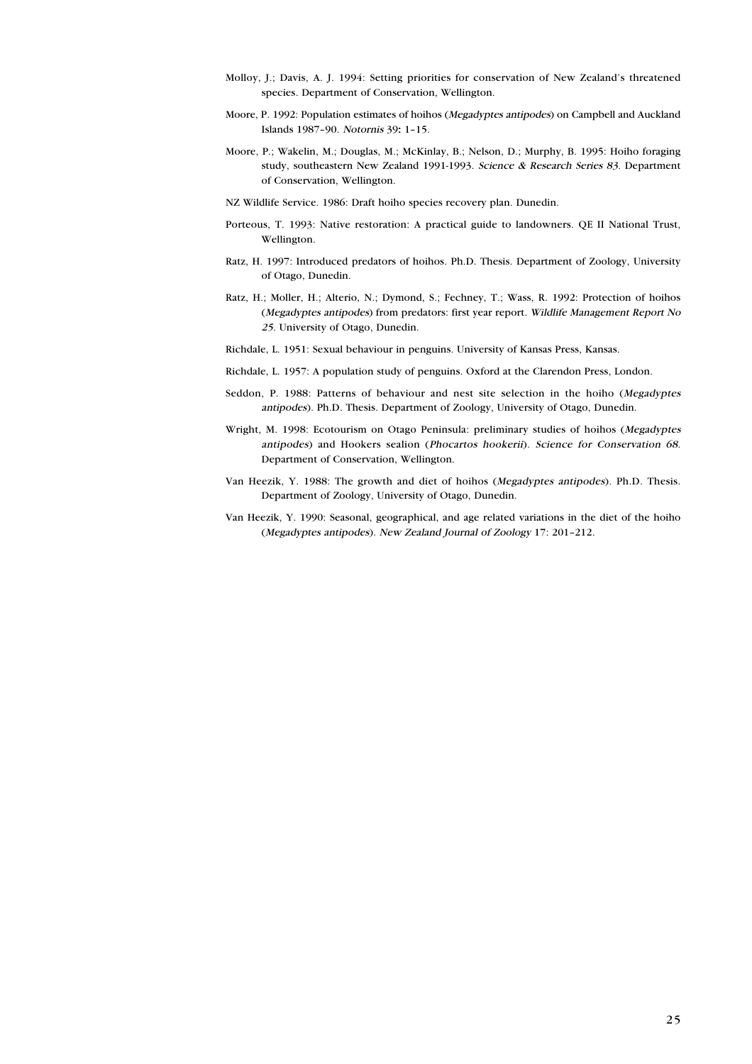Molloy, J.; Davis, A. J. 1994: Setting priorities for conservation of New Zealand's threatened species. Department of Conservation, Wellington.

Moore, P. 1992: Population estimates of hoihos (*Megadyptes antipodes*) on Campbell and Auckland Islands 1987–90. *Notornis* 39: 1–15.

Moore, P.; Wakelin, M.; Douglas, M.; McKinlay, B.; Nelson, D.; Murphy, B. 1995: Hoiho foraging study, southeastern New Zealand 1991-1993. *Science & Research Series 83*. Department of Conservation, Wellington.

NZ Wildlife Service. 1986: Draft hoiho species recovery plan. Dunedin.

Porteous, T. 1993: Native restoration: A practical guide to landowners. QE II National Trust, Wellington.

Ratz, H. 1997: Introduced predators of hoihos. Ph.D. Thesis. Department of Zoology, University of Otago, Dunedin.

Ratz, H.; Moller, H.; Alterio, N.; Dymond, S.; Fechney, T.; Wass, R. 1992: Protection of hoihos (*Megadyptes antipodes*) from predators: first year report. *Wildlife Management Report No 25*. University of Otago, Dunedin.

Richdale, L. 1951: Sexual behaviour in penguins. University of Kansas Press, Kansas.

Richdale, L. 1957: A population study of penguins. Oxford at the Clarendon Press, London.

Seddon, P. 1988: Patterns of behaviour and nest site selection in the hoiho (*Megadyptes antipodes*). Ph.D. Thesis. Department of Zoology, University of Otago, Dunedin.

Wright, M. 1998: Ecotourism on Otago Peninsula: preliminary studies of hoihos (*Megadyptes antipodes*) and Hookers sealion (*Phocartos hookerii*). *Science for Conservation 68*. Department of Conservation, Wellington.

Van Heezik, Y. 1988: The growth and diet of hoihos (*Megadyptes antipodes*). Ph.D. Thesis. Department of Zoology, University of Otago, Dunedin.

Van Heezik, Y. 1990: Seasonal, geographical, and age related variations in the diet of the hoiho (*Megadyptes antipodes*). *New Zealand Journal of Zoology* 17: 201–212.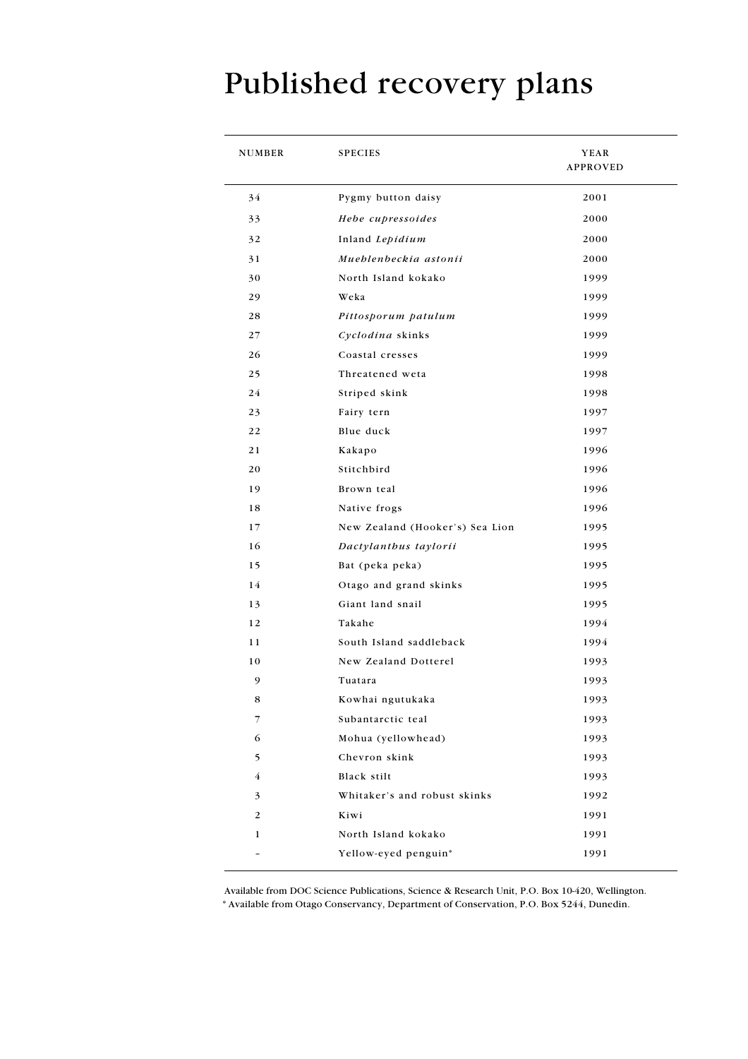# Published recovery plans

| NUMBER | SPECIES | YEAR APPROVED |
|---|---|---|
| 34 | Pygmy button daisy | 2001 |
| 33 | *Hebe cupressoides* | 2000 |
| 32 | Inland *Lepidium* | 2000 |
| 31 | *Muehlenbeckia astonii* | 2000 |
| 30 | North Island kokako | 1999 |
| 29 | Weka | 1999 |
| 28 | *Pittosporum patulum* | 1999 |
| 27 | *Cyclodina* skinks | 1999 |
| 26 | Coastal cresses | 1999 |
| 25 | Threatened weta | 1998 |
| 24 | Striped skink | 1998 |
| 23 | Fairy tern | 1997 |
| 22 | Blue duck | 1997 |
| 21 | Kakapo | 1996 |
| 20 | Stitchbird | 1996 |
| 19 | Brown teal | 1996 |
| 18 | Native frogs | 1996 |
| 17 | New Zealand (Hooker's) Sea Lion | 1995 |
| 16 | *Dactylanthus taylorii* | 1995 |
| 15 | Bat (peka peka) | 1995 |
| 14 | Otago and grand skinks | 1995 |
| 13 | Giant land snail | 1995 |
| 12 | Takahe | 1994 |
| 11 | South Island saddleback | 1994 |
| 10 | New Zealand Dotterel | 1993 |
| 9 | Tuatara | 1993 |
| 8 | Kowhai ngutukaka | 1993 |
| 7 | Subantarctic teal | 1993 |
| 6 | Mohua (yellowhead) | 1993 |
| 5 | Chevron skink | 1993 |
| 4 | Black stilt | 1993 |
| 3 | Whitaker's and robust skinks | 1992 |
| 2 | Kiwi | 1991 |
| 1 | North Island kokako | 1991 |
| – | Yellow-eyed penguin* | 1991 |

Available from DOC Science Publications, Science & Research Unit, P.O. Box 10-420, Wellington.
* Available from Otago Conservancy, Department of Conservation, P.O. Box 5244, Dunedin.